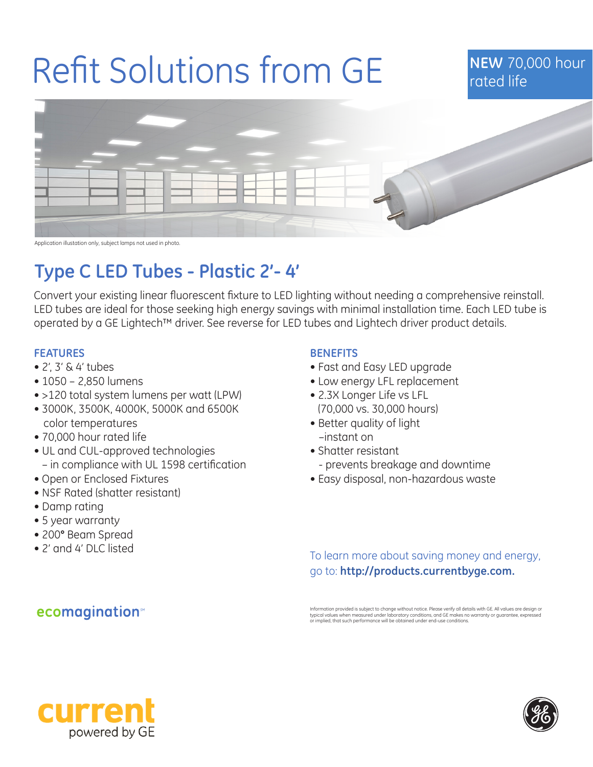# Refit Solutions from GE

**NEW** 70,000 hour rated life

Application illustration only, subject lamps not used in photo.

## Type C LED Tubes - Plastic 2'- 4'

Convert your existing linear fluorescent fixture to LED lighting without needing a comprehensive reinstall. LED tubes are ideal for those seeking high energy savings with minimal installation time. Each LED tube is operated by a GE Lightech™ driver. See reverse for LED tubes and Lightech driver product details.

### FEATURES

- 2', 3' & 4' tubes
- 1050 – 2,850 lumens
- >120 total system lumens per watt (LPW)
- 3000K, 3500K, 4000K, 5000K and 6500K color temperatures
- 70,000 hour rated life
- UL and CUL-approved technologies – in compliance with UL 1598 certification
- Open or Enclosed Fixtures
- NSF Rated (shatter resistant)
- Damp rating
- 5 year warranty
- 200° Beam Spread
- 2' and 4' DLC listed

### BENEFITS

- Fast and Easy LED upgrade
- Low energy LFL replacement
- 2.3X Longer Life vs LFL (70,000 vs. 30,000 hours)
- Better quality of light –instant on
- Shatter resistant - prevents breakage and downtime
- Easy disposal, non-hazardous waste

To learn more about saving money and energy, go to: **http://products.currentbyge.com.**

ecomagination℠

Information provided is subject to change without notice. Please verify all details with GE. All values are design or typical values when measured under laboratory conditions, and GE makes no warranty or guarantee, expressed or implied, that such performance will be obtained under end-use conditions.

current powered by GE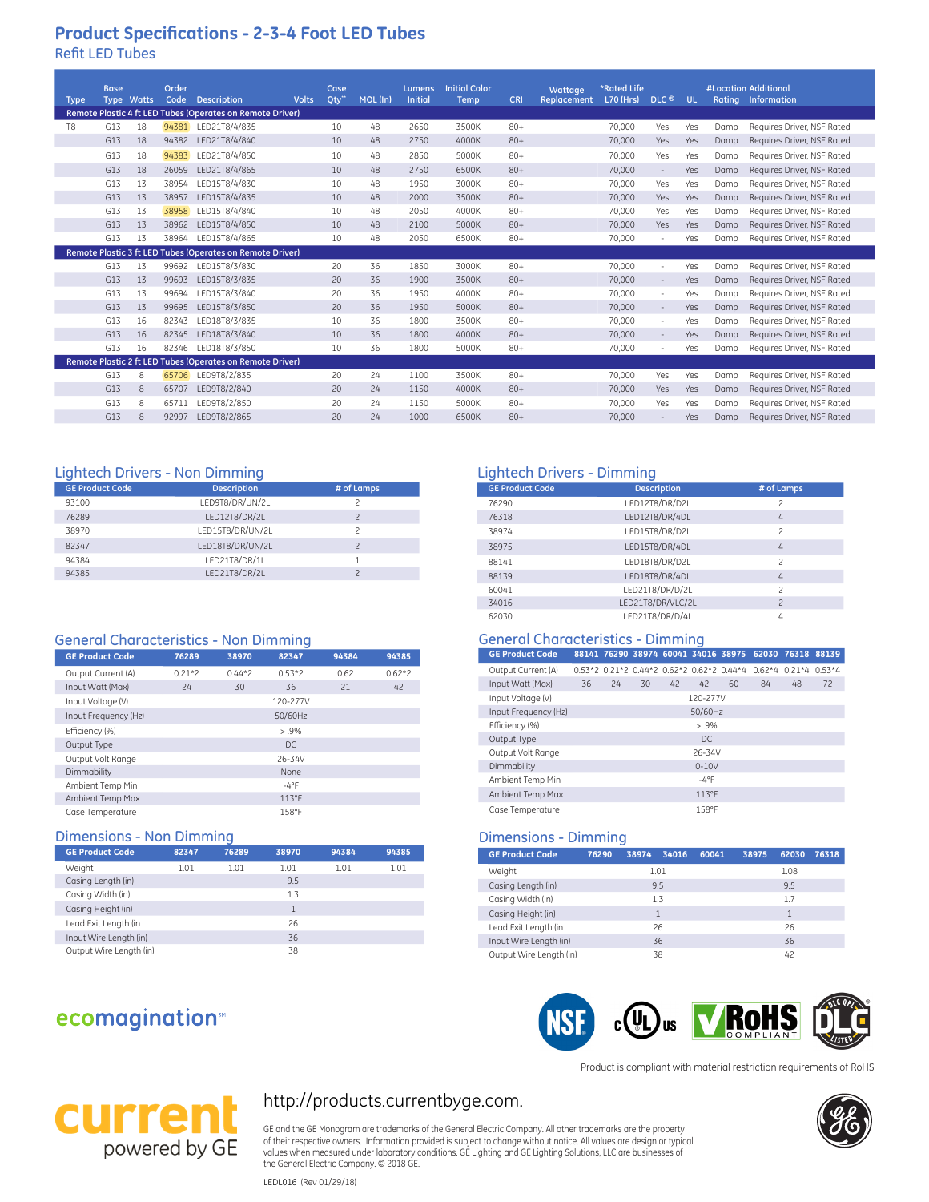# Product Specifications - 2-3-4 Foot LED Tubes

Refit LED Tubes

| Type | Base Type | Watts | Order Code | Description | Volts | Case Qty** | MOL (In) | Lumens Initial | Initial Color Temp | CRI | Wattage Replacement | *Rated Life L70 (Hrs) | DLC® | UL | #Location Rating | Additional Information |
|---|---|---|---|---|---|---|---|---|---|---|---|---|---|---|---|---|
| **Remote Plastic 4 ft LED Tubes (Operates on Remote Driver)** | | | | | | | | | | | | | | | | |
| T8 | G13 | 18 | 94381 | LED21T8/4/835 | | 10 | 48 | 2650 | 3500K | 80+ | | 70,000 | Yes | Yes | Damp | Requires Driver, NSF Rated |
| | G13 | 18 | 94382 | LED21T8/4/840 | | 10 | 48 | 2750 | 4000K | 80+ | | 70,000 | Yes | Yes | Damp | Requires Driver, NSF Rated |
| | G13 | 18 | 94383 | LED21T8/4/850 | | 10 | 48 | 2850 | 5000K | 80+ | | 70,000 | Yes | Yes | Damp | Requires Driver, NSF Rated |
| | G13 | 18 | 26059 | LED21T8/4/865 | | 10 | 48 | 2750 | 6500K | 80+ | | 70,000 | - | Yes | Damp | Requires Driver, NSF Rated |
| | G13 | 13 | 38954 | LED15T8/4/830 | | 10 | 48 | 1950 | 3000K | 80+ | | 70,000 | Yes | Yes | Damp | Requires Driver, NSF Rated |
| | G13 | 13 | 38957 | LED15T8/4/835 | | 10 | 48 | 2000 | 3500K | 80+ | | 70,000 | Yes | Yes | Damp | Requires Driver, NSF Rated |
| | G13 | 13 | 38958 | LED15T8/4/840 | | 10 | 48 | 2050 | 4000K | 80+ | | 70,000 | Yes | Yes | Damp | Requires Driver, NSF Rated |
| | G13 | 13 | 38962 | LED15T8/4/850 | | 10 | 48 | 2100 | 5000K | 80+ | | 70,000 | Yes | Yes | Damp | Requires Driver, NSF Rated |
| | G13 | 13 | 38964 | LED15T8/4/865 | | 10 | 48 | 2050 | 6500K | 80+ | | 70,000 | - | Yes | Damp | Requires Driver, NSF Rated |
| **Remote Plastic 3 ft LED Tubes (Operates on Remote Driver)** | | | | | | | | | | | | | | | | |
| | G13 | 13 | 99692 | LED15T8/3/830 | | 20 | 36 | 1850 | 3000K | 80+ | | 70,000 | - | Yes | Damp | Requires Driver, NSF Rated |
| | G13 | 13 | 99693 | LED15T8/3/835 | | 20 | 36 | 1900 | 3500K | 80+ | | 70,000 | - | Yes | Damp | Requires Driver, NSF Rated |
| | G13 | 13 | 99694 | LED15T8/3/840 | | 20 | 36 | 1950 | 4000K | 80+ | | 70,000 | - | Yes | Damp | Requires Driver, NSF Rated |
| | G13 | 13 | 99695 | LED15T8/3/850 | | 20 | 36 | 1950 | 5000K | 80+ | | 70,000 | - | Yes | Damp | Requires Driver, NSF Rated |
| | G13 | 16 | 82343 | LED18T8/3/835 | | 10 | 36 | 1800 | 3500K | 80+ | | 70,000 | - | Yes | Damp | Requires Driver, NSF Rated |
| | G13 | 16 | 82345 | LED18T8/3/840 | | 10 | 36 | 1800 | 4000K | 80+ | | 70,000 | - | Yes | Damp | Requires Driver, NSF Rated |
| | G13 | 16 | 82346 | LED18T8/3/850 | | 10 | 36 | 1800 | 5000K | 80+ | | 70,000 | - | Yes | Damp | Requires Driver, NSF Rated |
| **Remote Plastic 2 ft LED Tubes (Operates on Remote Driver)** | | | | | | | | | | | | | | | | |
| | G13 | 8 | 65706 | LED9T8/2/835 | | 20 | 24 | 1100 | 3500K | 80+ | | 70,000 | Yes | Yes | Damp | Requires Driver, NSF Rated |
| | G13 | 8 | 65707 | LED9T8/2/840 | | 20 | 24 | 1150 | 4000K | 80+ | | 70,000 | Yes | Yes | Damp | Requires Driver, NSF Rated |
| | G13 | 8 | 65711 | LED9T8/2/850 | | 20 | 24 | 1150 | 5000K | 80+ | | 70,000 | Yes | Yes | Damp | Requires Driver, NSF Rated |
| | G13 | 8 | 92997 | LED9T8/2/865 | | 20 | 24 | 1000 | 6500K | 80+ | | 70,000 | - | Yes | Damp | Requires Driver, NSF Rated |

## Lightech Drivers - Non Dimming

| GE Product Code | Description | # of Lamps |
|---|---|---|
| 93100 | LED9T8/DR/UN/2L | 2 |
| 76289 | LED12T8/DR/2L | 2 |
| 38970 | LED15T8/DR/UN/2L | 2 |
| 82347 | LED18T8/DR/UN/2L | 2 |
| 94384 | LED21T8/DR/1L | 1 |
| 94385 | LED21T8/DR/2L | 2 |

## Lightech Drivers - Dimming

| GE Product Code | Description | # of Lamps |
|---|---|---|
| 76290 | LED12T8/DR/D2L | 2 |
| 76318 | LED12T8/DR/4DL | 4 |
| 38974 | LED15T8/DR/D2L | 2 |
| 38975 | LED15T8/DR/4DL | 4 |
| 88141 | LED18T8/DR/D2L | 2 |
| 88139 | LED18T8/DR/4DL | 4 |
| 60041 | LED21T8/DR/D/2L | 2 |
| 34016 | LED21T8/DR/VLC/2L | 2 |
| 62030 | LED21T8/DR/D/4L | 4 |

## General Characteristics - Non Dimming

| GE Product Code | 76289 | 38970 | 82347 | 94384 | 94385 |
|---|---|---|---|---|---|
| Output Current (A) | 0.21*2 | 0.44*2 | 0.53*2 | 0.62 | 0.62*2 |
| Input Watt (Max) | 24 | 30 | 36 | 21 | 42 |
| Input Voltage (V) | | | 120-277V | | |
| Input Frequency (Hz) | | | 50/60Hz | | |
| Efficiency (%) | | | > .9% | | |
| Output Type | | | DC | | |
| Output Volt Range | | | 26-34V | | |
| Dimmability | | | None | | |
| Ambient Temp Min | | | -4°F | | |
| Ambient Temp Max | | | 113°F | | |
| Case Temperature | | | 158°F | | |

## General Characteristics - Dimming

| GE Product Code | 88141 | 76290 | 38974 | 60041 | 34016 | 38975 | 62030 | 76318 | 88139 |
|---|---|---|---|---|---|---|---|---|---|
| Output Current (A) | 0.53*2 | 0.21*2 | 0.44*2 | 0.62*2 | 0.62*2 | 0.44*4 | 0.62*4 | 0.21*4 | 0.53*4 |
| Input Watt (Max) | 36 | 24 | 30 | 42 | 42 | 60 | 84 | 48 | 72 |
| Input Voltage (V) | | | | | 120-277V | | | | |
| Input Frequency (Hz) | | | | | 50/60Hz | | | | |
| Efficiency (%) | | | | | > .9% | | | | |
| Output Type | | | | | DC | | | | |
| Output Volt Range | | | | | 26-34V | | | | |
| Dimmability | | | | | 0-10V | | | | |
| Ambient Temp Min | | | | | -4°F | | | | |
| Ambient Temp Max | | | | | 113°F | | | | |
| Case Temperature | | | | | 158°F | | | | |

## Dimensions - Non Dimming

| GE Product Code | 82347 | 76289 | 38970 | 94384 | 94385 |
|---|---|---|---|---|---|
| Weight | 1.01 | 1.01 | 1.01 | 1.01 | 1.01 |
| Casing Length (in) | | | 9.5 | | |
| Casing Width (in) | | | 1.3 | | |
| Casing Height (in) | | | 1 | | |
| Lead Exit Length (in | | | 26 | | |
| Input Wire Length (in) | | | 36 | | |
| Output Wire Length (in) | | | 38 | | |

## Dimensions - Dimming

| GE Product Code | 76290 | 38974 | 34016 | 60041 | 38975 | 62030 | 76318 |
|---|---|---|---|---|---|---|---|
| Weight | | 1.01 | | | | 1.08 | |
| Casing Length (in) | | 9.5 | | | | 9.5 | |
| Casing Width (in) | | 1.3 | | | | 1.7 | |
| Casing Height (in) | | 1 | | | | 1 | |
| Lead Exit Length (in | | 26 | | | | 26 | |
| Input Wire Length (in) | | 36 | | | | 36 | |
| Output Wire Length (in) | | 38 | | | | 42 | |

ecomagination℠

Product is compliant with material restriction requirements of RoHS

current powered by GE

http://products.currentbyge.com.

GE and the GE Monogram are trademarks of the General Electric Company. All other trademarks are the property of their respective owners. Information provided is subject to change without notice. All values are design or typical values when measured under laboratory conditions. GE Lighting and GE Lighting Solutions, LLC are businesses of the General Electric Company. © 2018 GE.

LEDL016 (Rev 01/29/18)